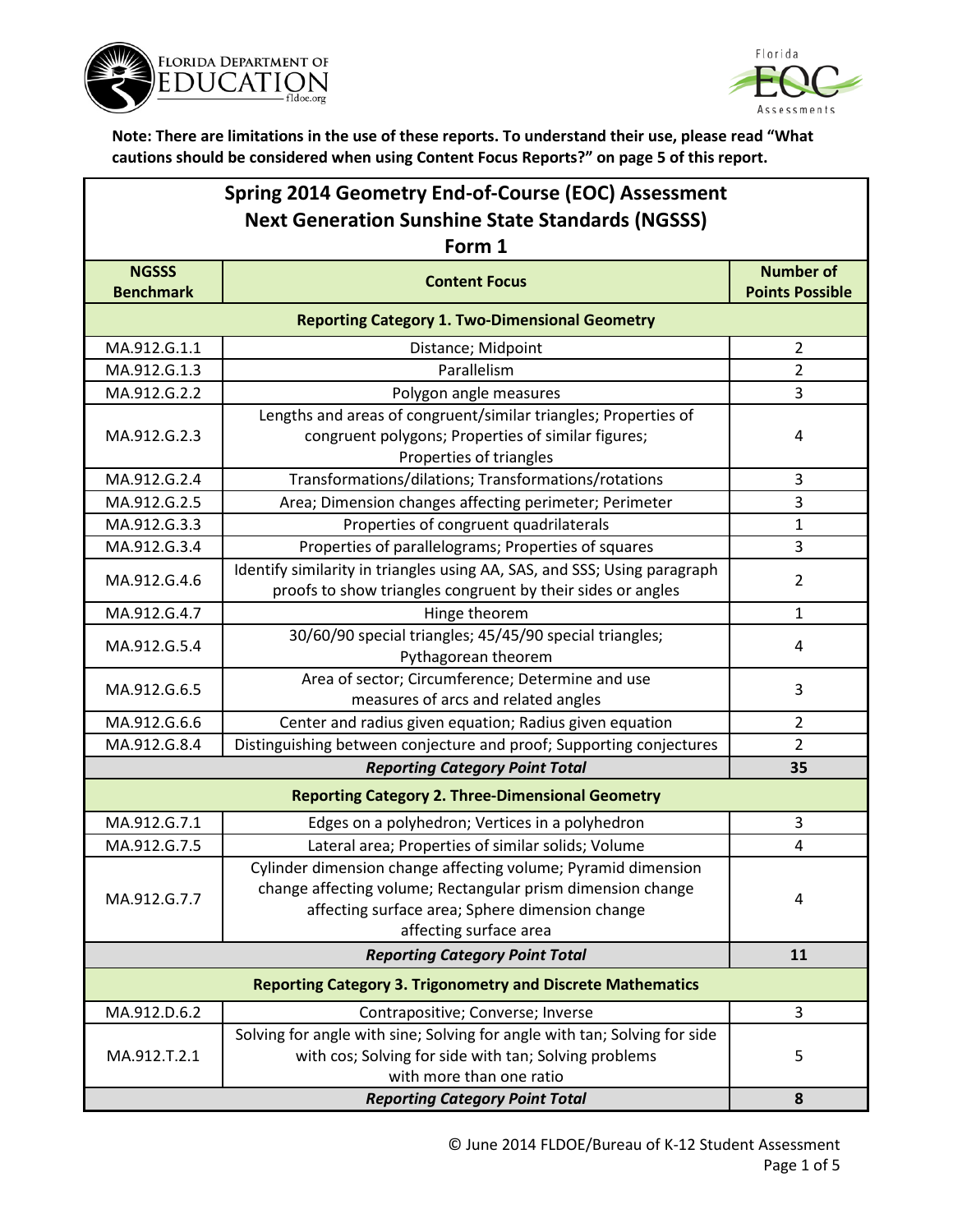**Note: There are limitations in the use of these reports. To understand their use, please read "What cautions should be considered when using Content Focus Reports?" on page 5 of this report.**

## Spring 2014 Geometry End-of-Course (EOC) Assessment
## Next Generation Sunshine State Standards (NGSSS)
## Form 1

| NGSSS Benchmark | Content Focus | Number of Points Possible |
|---|---|---|
| **Reporting Category 1. Two-Dimensional Geometry** | | |
| MA.912.G.1.1 | Distance; Midpoint | 2 |
| MA.912.G.1.3 | Parallelism | 2 |
| MA.912.G.2.2 | Polygon angle measures | 3 |
| MA.912.G.2.3 | Lengths and areas of congruent/similar triangles; Properties of congruent polygons; Properties of similar figures; Properties of triangles | 4 |
| MA.912.G.2.4 | Transformations/dilations; Transformations/rotations | 3 |
| MA.912.G.2.5 | Area; Dimension changes affecting perimeter; Perimeter | 3 |
| MA.912.G.3.3 | Properties of congruent quadrilaterals | 1 |
| MA.912.G.3.4 | Properties of parallelograms; Properties of squares | 3 |
| MA.912.G.4.6 | Identify similarity in triangles using AA, SAS, and SSS; Using paragraph proofs to show triangles congruent by their sides or angles | 2 |
| MA.912.G.4.7 | Hinge theorem | 1 |
| MA.912.G.5.4 | 30/60/90 special triangles; 45/45/90 special triangles; Pythagorean theorem | 4 |
| MA.912.G.6.5 | Area of sector; Circumference; Determine and use measures of arcs and related angles | 3 |
| MA.912.G.6.6 | Center and radius given equation; Radius given equation | 2 |
| MA.912.G.8.4 | Distinguishing between conjecture and proof; Supporting conjectures | 2 |
| | ***Reporting Category Point Total*** | **35** |
| **Reporting Category 2. Three-Dimensional Geometry** | | |
| MA.912.G.7.1 | Edges on a polyhedron; Vertices in a polyhedron | 3 |
| MA.912.G.7.5 | Lateral area; Properties of similar solids; Volume | 4 |
| MA.912.G.7.7 | Cylinder dimension change affecting volume; Pyramid dimension change affecting volume; Rectangular prism dimension change affecting surface area; Sphere dimension change affecting surface area | 4 |
| | ***Reporting Category Point Total*** | **11** |
| **Reporting Category 3. Trigonometry and Discrete Mathematics** | | |
| MA.912.D.6.2 | Contrapositive; Converse; Inverse | 3 |
| MA.912.T.2.1 | Solving for angle with sine; Solving for angle with tan; Solving for side with cos; Solving for side with tan; Solving problems with more than one ratio | 5 |
| | ***Reporting Category Point Total*** | **8** |

© June 2014 FLDOE/Bureau of K-12 Student Assessment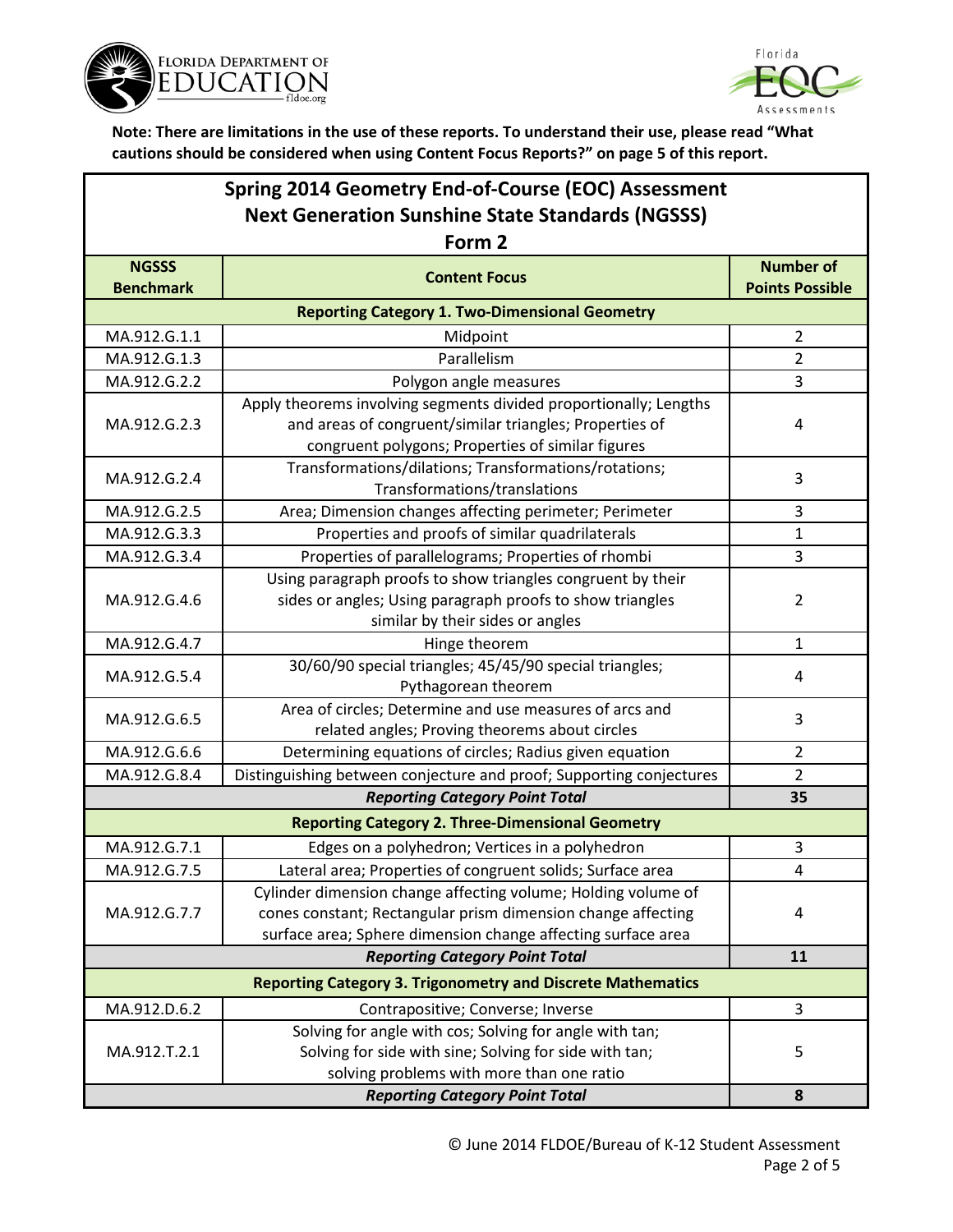**Note: There are limitations in the use of these reports. To understand their use, please read "What cautions should be considered when using Content Focus Reports?" on page 5 of this report.**

## Spring 2014 Geometry End-of-Course (EOC) Assessment Next Generation Sunshine State Standards (NGSSS) Form 2

| NGSSS Benchmark | Content Focus | Number of Points Possible |
|---|---|---|
| **Reporting Category 1. Two-Dimensional Geometry** | | |
| MA.912.G.1.1 | Midpoint | 2 |
| MA.912.G.1.3 | Parallelism | 2 |
| MA.912.G.2.2 | Polygon angle measures | 3 |
| MA.912.G.2.3 | Apply theorems involving segments divided proportionally; Lengths and areas of congruent/similar triangles; Properties of congruent polygons; Properties of similar figures | 4 |
| MA.912.G.2.4 | Transformations/dilations; Transformations/rotations; Transformations/translations | 3 |
| MA.912.G.2.5 | Area; Dimension changes affecting perimeter; Perimeter | 3 |
| MA.912.G.3.3 | Properties and proofs of similar quadrilaterals | 1 |
| MA.912.G.3.4 | Properties of parallelograms; Properties of rhombi | 3 |
| MA.912.G.4.6 | Using paragraph proofs to show triangles congruent by their sides or angles; Using paragraph proofs to show triangles similar by their sides or angles | 2 |
| MA.912.G.4.7 | Hinge theorem | 1 |
| MA.912.G.5.4 | 30/60/90 special triangles; 45/45/90 special triangles; Pythagorean theorem | 4 |
| MA.912.G.6.5 | Area of circles; Determine and use measures of arcs and related angles; Proving theorems about circles | 3 |
| MA.912.G.6.6 | Determining equations of circles; Radius given equation | 2 |
| MA.912.G.8.4 | Distinguishing between conjecture and proof; Supporting conjectures | 2 |
| | ***Reporting Category Point Total*** | **35** |
| **Reporting Category 2. Three-Dimensional Geometry** | | |
| MA.912.G.7.1 | Edges on a polyhedron; Vertices in a polyhedron | 3 |
| MA.912.G.7.5 | Lateral area; Properties of congruent solids; Surface area | 4 |
| MA.912.G.7.7 | Cylinder dimension change affecting volume; Holding volume of cones constant; Rectangular prism dimension change affecting surface area; Sphere dimension change affecting surface area | 4 |
| | ***Reporting Category Point Total*** | **11** |
| **Reporting Category 3. Trigonometry and Discrete Mathematics** | | |
| MA.912.D.6.2 | Contrapositive; Converse; Inverse | 3 |
| MA.912.T.2.1 | Solving for angle with cos; Solving for angle with tan; Solving for side with sine; Solving for side with tan; solving problems with more than one ratio | 5 |
| | ***Reporting Category Point Total*** | **8** |

© June 2014 FLDOE/Bureau of K-12 Student Assessment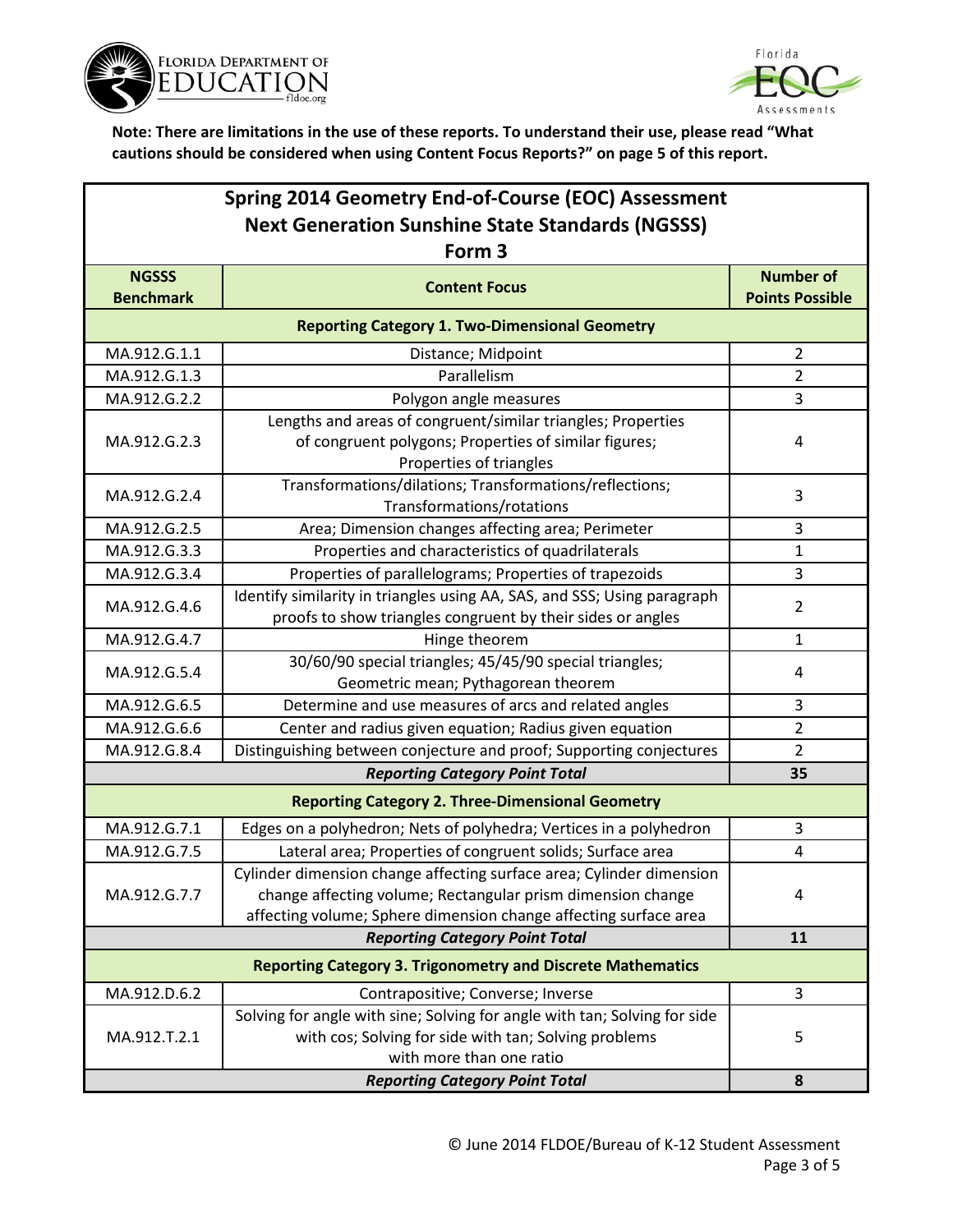**Note: There are limitations in the use of these reports. To understand their use, please read "What cautions should be considered when using Content Focus Reports?" on page 5 of this report.**

## Spring 2014 Geometry End-of-Course (EOC) Assessment
## Next Generation Sunshine State Standards (NGSSS)
## Form 3

| NGSSS Benchmark | Content Focus | Number of Points Possible |
|---|---|---|
| **Reporting Category 1. Two-Dimensional Geometry** | | |
| MA.912.G.1.1 | Distance; Midpoint | 2 |
| MA.912.G.1.3 | Parallelism | 2 |
| MA.912.G.2.2 | Polygon angle measures | 3 |
| MA.912.G.2.3 | Lengths and areas of congruent/similar triangles; Properties of congruent polygons; Properties of similar figures; Properties of triangles | 4 |
| MA.912.G.2.4 | Transformations/dilations; Transformations/reflections; Transformations/rotations | 3 |
| MA.912.G.2.5 | Area; Dimension changes affecting area; Perimeter | 3 |
| MA.912.G.3.3 | Properties and characteristics of quadrilaterals | 1 |
| MA.912.G.3.4 | Properties of parallelograms; Properties of trapezoids | 3 |
| MA.912.G.4.6 | Identify similarity in triangles using AA, SAS, and SSS; Using paragraph proofs to show triangles congruent by their sides or angles | 2 |
| MA.912.G.4.7 | Hinge theorem | 1 |
| MA.912.G.5.4 | 30/60/90 special triangles; 45/45/90 special triangles; Geometric mean; Pythagorean theorem | 4 |
| MA.912.G.6.5 | Determine and use measures of arcs and related angles | 3 |
| MA.912.G.6.6 | Center and radius given equation; Radius given equation | 2 |
| MA.912.G.8.4 | Distinguishing between conjecture and proof; Supporting conjectures | 2 |
| ***Reporting Category Point Total*** | | **35** |
| **Reporting Category 2. Three-Dimensional Geometry** | | |
| MA.912.G.7.1 | Edges on a polyhedron; Nets of polyhedra; Vertices in a polyhedron | 3 |
| MA.912.G.7.5 | Lateral area; Properties of congruent solids; Surface area | 4 |
| MA.912.G.7.7 | Cylinder dimension change affecting surface area; Cylinder dimension change affecting volume; Rectangular prism dimension change affecting volume; Sphere dimension change affecting surface area | 4 |
| ***Reporting Category Point Total*** | | **11** |
| **Reporting Category 3. Trigonometry and Discrete Mathematics** | | |
| MA.912.D.6.2 | Contrapositive; Converse; Inverse | 3 |
| MA.912.T.2.1 | Solving for angle with sine; Solving for angle with tan; Solving for side with cos; Solving for side with tan; Solving problems with more than one ratio | 5 |
| ***Reporting Category Point Total*** | | **8** |

© June 2014 FLDOE/Bureau of K-12 Student Assessment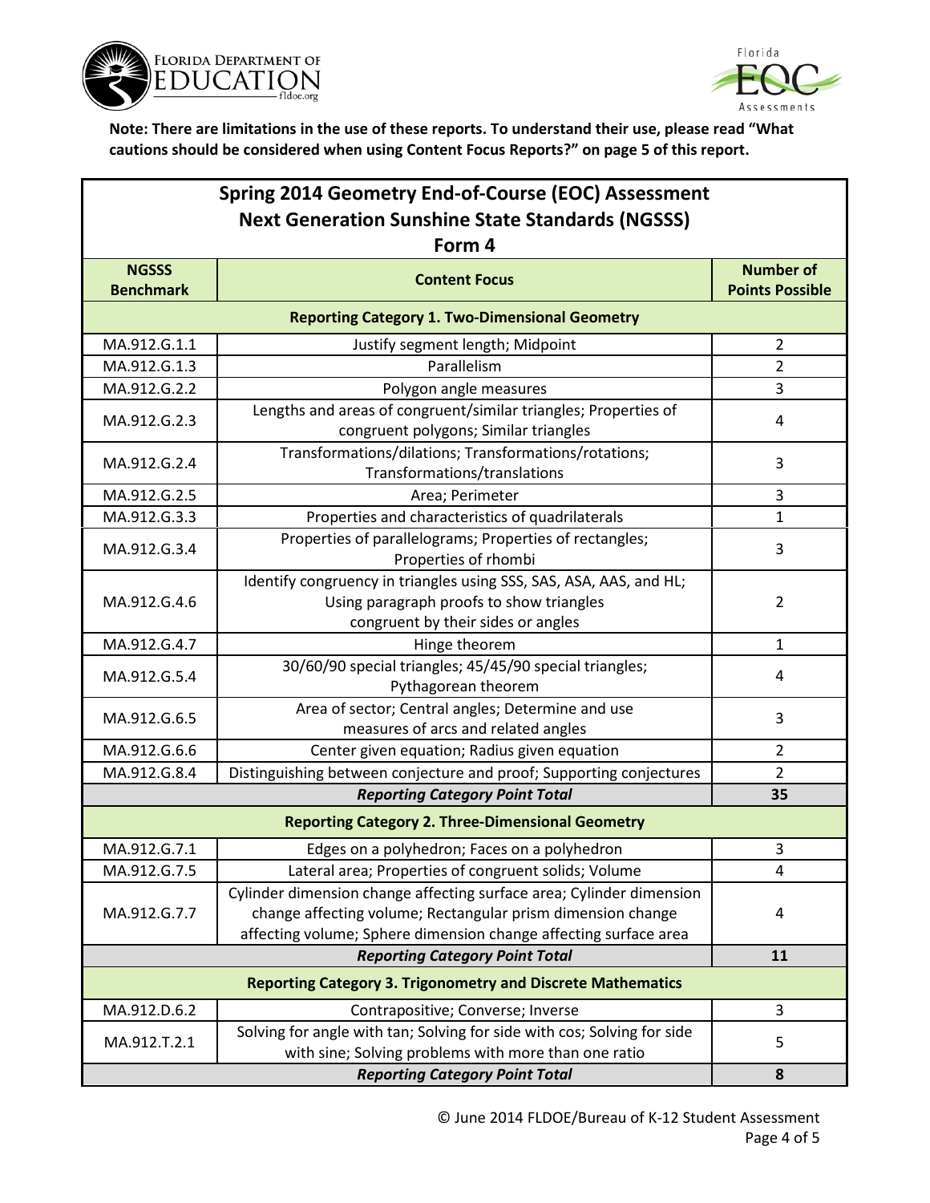**Note: There are limitations in the use of these reports. To understand their use, please read "What cautions should be considered when using Content Focus Reports?" on page 5 of this report.**

## Spring 2014 Geometry End-of-Course (EOC) Assessment
## Next Generation Sunshine State Standards (NGSSS)
## Form 4

| NGSSS Benchmark | Content Focus | Number of Points Possible |
|---|---|---|
| **Reporting Category 1. Two-Dimensional Geometry** | | |
| MA.912.G.1.1 | Justify segment length; Midpoint | 2 |
| MA.912.G.1.3 | Parallelism | 2 |
| MA.912.G.2.2 | Polygon angle measures | 3 |
| MA.912.G.2.3 | Lengths and areas of congruent/similar triangles; Properties of congruent polygons; Similar triangles | 4 |
| MA.912.G.2.4 | Transformations/dilations; Transformations/rotations; Transformations/translations | 3 |
| MA.912.G.2.5 | Area; Perimeter | 3 |
| MA.912.G.3.3 | Properties and characteristics of quadrilaterals | 1 |
| MA.912.G.3.4 | Properties of parallelograms; Properties of rectangles; Properties of rhombi | 3 |
| MA.912.G.4.6 | Identify congruency in triangles using SSS, SAS, ASA, AAS, and HL; Using paragraph proofs to show triangles congruent by their sides or angles | 2 |
| MA.912.G.4.7 | Hinge theorem | 1 |
| MA.912.G.5.4 | 30/60/90 special triangles; 45/45/90 special triangles; Pythagorean theorem | 4 |
| MA.912.G.6.5 | Area of sector; Central angles; Determine and use measures of arcs and related angles | 3 |
| MA.912.G.6.6 | Center given equation; Radius given equation | 2 |
| MA.912.G.8.4 | Distinguishing between conjecture and proof; Supporting conjectures | 2 |
| | ***Reporting Category Point Total*** | **35** |
| **Reporting Category 2. Three-Dimensional Geometry** | | |
| MA.912.G.7.1 | Edges on a polyhedron; Faces on a polyhedron | 3 |
| MA.912.G.7.5 | Lateral area; Properties of congruent solids; Volume | 4 |
| MA.912.G.7.7 | Cylinder dimension change affecting surface area; Cylinder dimension change affecting volume; Rectangular prism dimension change affecting volume; Sphere dimension change affecting surface area | 4 |
| | ***Reporting Category Point Total*** | **11** |
| **Reporting Category 3. Trigonometry and Discrete Mathematics** | | |
| MA.912.D.6.2 | Contrapositive; Converse; Inverse | 3 |
| MA.912.T.2.1 | Solving for angle with tan; Solving for side with cos; Solving for side with sine; Solving problems with more than one ratio | 5 |
| | ***Reporting Category Point Total*** | **8** |

© June 2014 FLDOE/Bureau of K-12 Student Assessment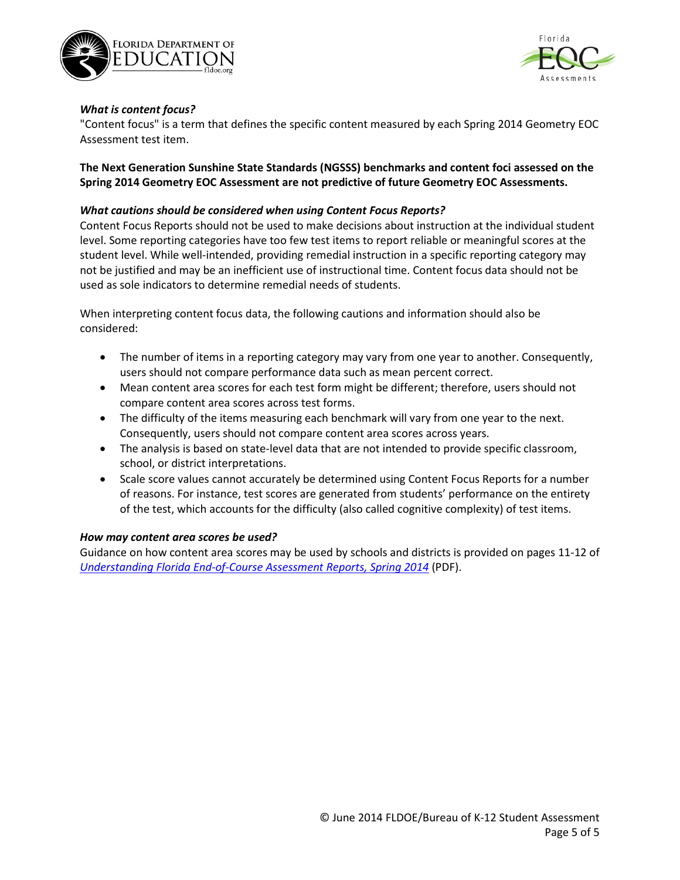### *What is content focus?*

"Content focus" is a term that defines the specific content measured by each Spring 2014 Geometry EOC Assessment test item.

**The Next Generation Sunshine State Standards (NGSSS) benchmarks and content foci assessed on the Spring 2014 Geometry EOC Assessment are not predictive of future Geometry EOC Assessments.**

### *What cautions should be considered when using Content Focus Reports?*

Content Focus Reports should not be used to make decisions about instruction at the individual student level. Some reporting categories have too few test items to report reliable or meaningful scores at the student level. While well-intended, providing remedial instruction in a specific reporting category may not be justified and may be an inefficient use of instructional time. Content focus data should not be used as sole indicators to determine remedial needs of students.

When interpreting content focus data, the following cautions and information should also be considered:

- The number of items in a reporting category may vary from one year to another. Consequently, users should not compare performance data such as mean percent correct.
- Mean content area scores for each test form might be different; therefore, users should not compare content area scores across test forms.
- The difficulty of the items measuring each benchmark will vary from one year to the next. Consequently, users should not compare content area scores across years.
- The analysis is based on state-level data that are not intended to provide specific classroom, school, or district interpretations.
- Scale score values cannot accurately be determined using Content Focus Reports for a number of reasons. For instance, test scores are generated from students' performance on the entirety of the test, which accounts for the difficulty (also called cognitive complexity) of test items.

### *How may content area scores be used?*

Guidance on how content area scores may be used by schools and districts is provided on pages 11-12 of *Understanding Florida End-of-Course Assessment Reports, Spring 2014* (PDF).